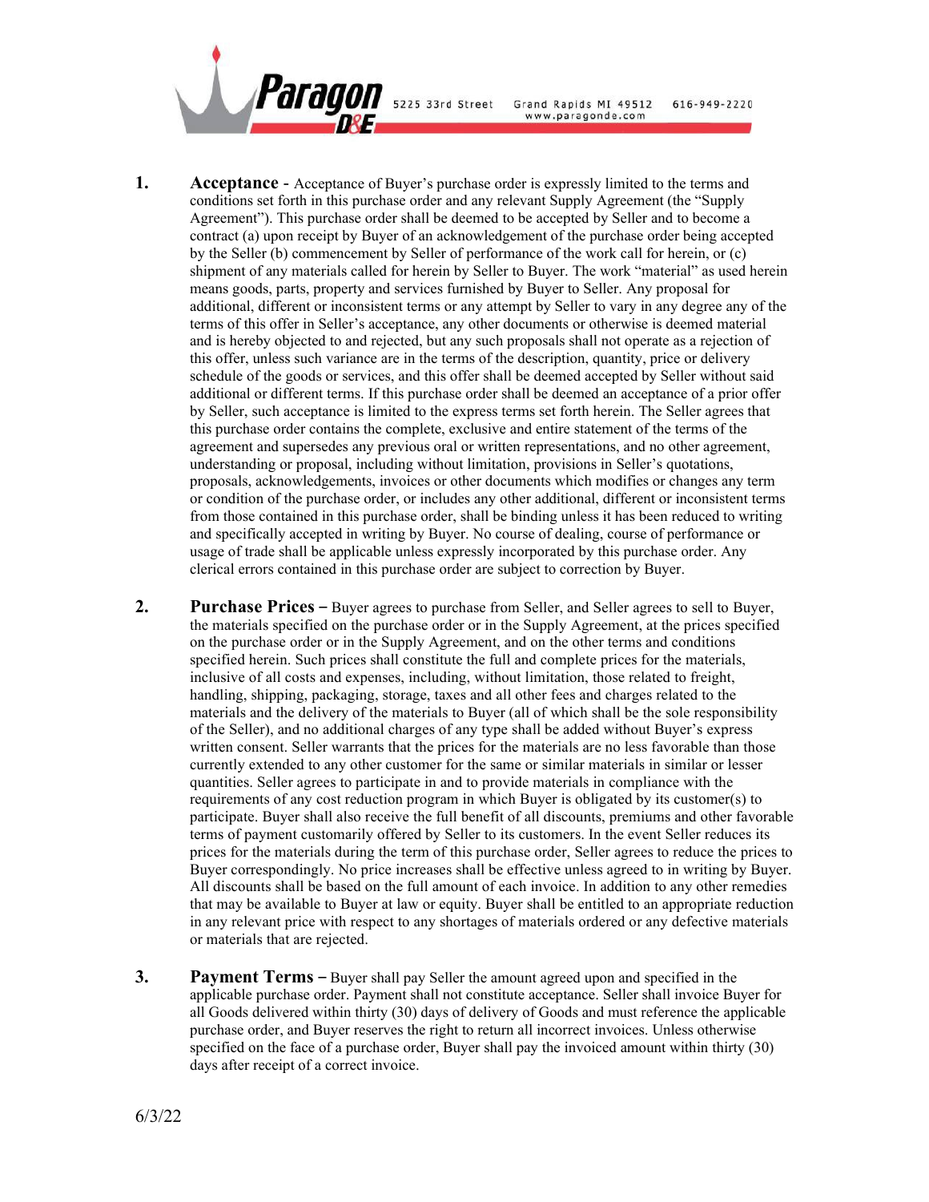Paragon D&E 5225 33rd Street Grand Rapids MI 49512 616-949-2220 www.paragonde.com

1. **Acceptance** - Acceptance of Buyer's purchase order is expressly limited to the terms and conditions set forth in this purchase order and any relevant Supply Agreement (the "Supply Agreement"). This purchase order shall be deemed to be accepted by Seller and to become a contract (a) upon receipt by Buyer of an acknowledgement of the purchase order being accepted by the Seller (b) commencement by Seller of performance of the work call for herein, or (c) shipment of any materials called for herein by Seller to Buyer. The work "material" as used herein means goods, parts, property and services furnished by Buyer to Seller. Any proposal for additional, different or inconsistent terms or any attempt by Seller to vary in any degree any of the terms of this offer in Seller's acceptance, any other documents or otherwise is deemed material and is hereby objected to and rejected, but any such proposals shall not operate as a rejection of this offer, unless such variance are in the terms of the description, quantity, price or delivery schedule of the goods or services, and this offer shall be deemed accepted by Seller without said additional or different terms. If this purchase order shall be deemed an acceptance of a prior offer by Seller, such acceptance is limited to the express terms set forth herein. The Seller agrees that this purchase order contains the complete, exclusive and entire statement of the terms of the agreement and supersedes any previous oral or written representations, and no other agreement, understanding or proposal, including without limitation, provisions in Seller's quotations, proposals, acknowledgements, invoices or other documents which modifies or changes any term or condition of the purchase order, or includes any other additional, different or inconsistent terms from those contained in this purchase order, shall be binding unless it has been reduced to writing and specifically accepted in writing by Buyer. No course of dealing, course of performance or usage of trade shall be applicable unless expressly incorporated by this purchase order. Any clerical errors contained in this purchase order are subject to correction by Buyer.

2. **Purchase Prices** – Buyer agrees to purchase from Seller, and Seller agrees to sell to Buyer, the materials specified on the purchase order or in the Supply Agreement, at the prices specified on the purchase order or in the Supply Agreement, and on the other terms and conditions specified herein. Such prices shall constitute the full and complete prices for the materials, inclusive of all costs and expenses, including, without limitation, those related to freight, handling, shipping, packaging, storage, taxes and all other fees and charges related to the materials and the delivery of the materials to Buyer (all of which shall be the sole responsibility of the Seller), and no additional charges of any type shall be added without Buyer's express written consent. Seller warrants that the prices for the materials are no less favorable than those currently extended to any other customer for the same or similar materials in similar or lesser quantities. Seller agrees to participate in and to provide materials in compliance with the requirements of any cost reduction program in which Buyer is obligated by its customer(s) to participate. Buyer shall also receive the full benefit of all discounts, premiums and other favorable terms of payment customarily offered by Seller to its customers. In the event Seller reduces its prices for the materials during the term of this purchase order, Seller agrees to reduce the prices to Buyer correspondingly. No price increases shall be effective unless agreed to in writing by Buyer. All discounts shall be based on the full amount of each invoice. In addition to any other remedies that may be available to Buyer at law or equity. Buyer shall be entitled to an appropriate reduction in any relevant price with respect to any shortages of materials ordered or any defective materials or materials that are rejected.

3. **Payment Terms** – Buyer shall pay Seller the amount agreed upon and specified in the applicable purchase order. Payment shall not constitute acceptance. Seller shall invoice Buyer for all Goods delivered within thirty (30) days of delivery of Goods and must reference the applicable purchase order, and Buyer reserves the right to return all incorrect invoices. Unless otherwise specified on the face of a purchase order, Buyer shall pay the invoiced amount within thirty (30) days after receipt of a correct invoice.

6/3/22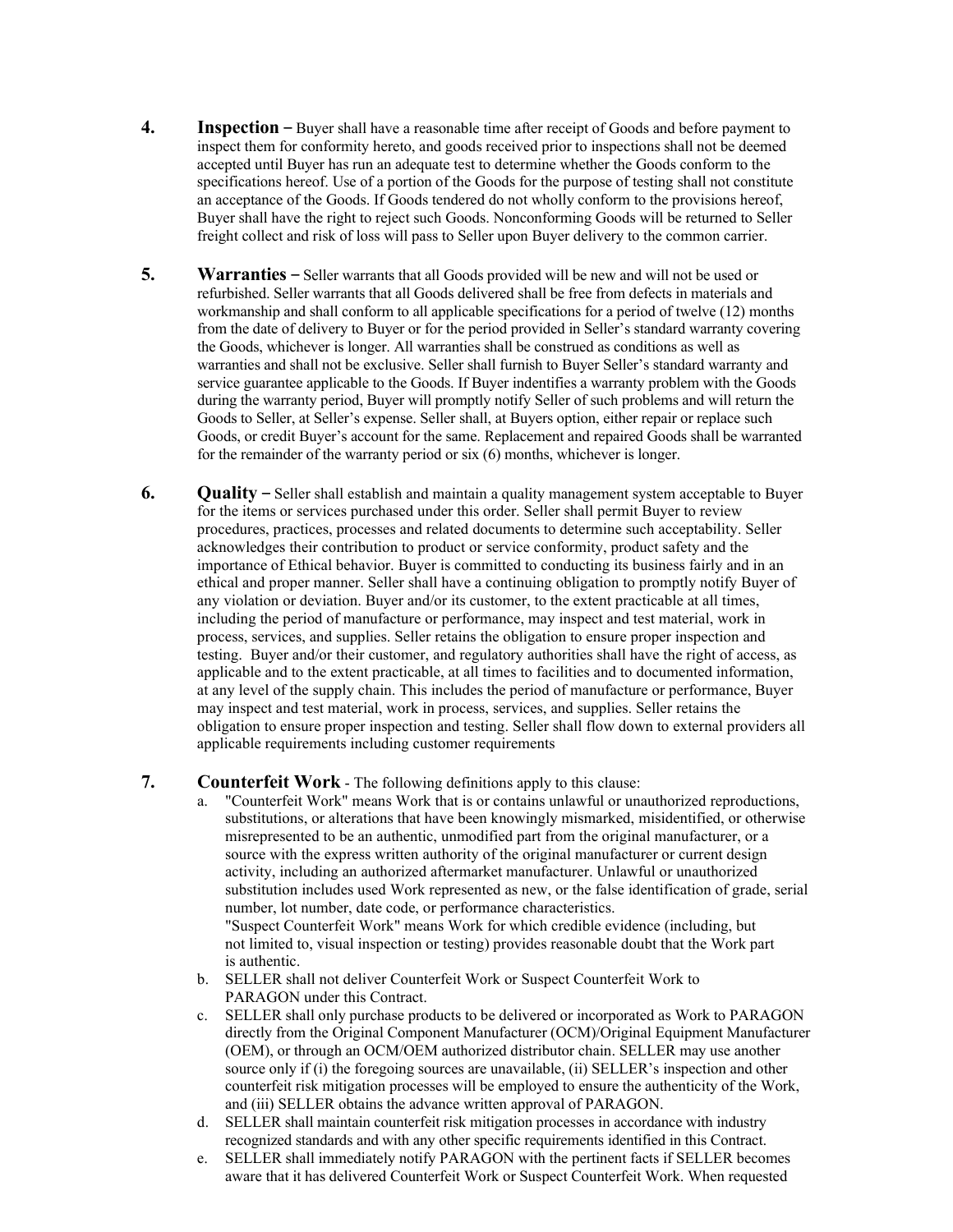4. **Inspection –** Buyer shall have a reasonable time after receipt of Goods and before payment to inspect them for conformity hereto, and goods received prior to inspections shall not be deemed accepted until Buyer has run an adequate test to determine whether the Goods conform to the specifications hereof. Use of a portion of the Goods for the purpose of testing shall not constitute an acceptance of the Goods. If Goods tendered do not wholly conform to the provisions hereof, Buyer shall have the right to reject such Goods. Nonconforming Goods will be returned to Seller freight collect and risk of loss will pass to Seller upon Buyer delivery to the common carrier.

5. **Warranties –** Seller warrants that all Goods provided will be new and will not be used or refurbished. Seller warrants that all Goods delivered shall be free from defects in materials and workmanship and shall conform to all applicable specifications for a period of twelve (12) months from the date of delivery to Buyer or for the period provided in Seller's standard warranty covering the Goods, whichever is longer. All warranties shall be construed as conditions as well as warranties and shall not be exclusive. Seller shall furnish to Buyer Seller's standard warranty and service guarantee applicable to the Goods. If Buyer indentifies a warranty problem with the Goods during the warranty period, Buyer will promptly notify Seller of such problems and will return the Goods to Seller, at Seller's expense. Seller shall, at Buyers option, either repair or replace such Goods, or credit Buyer's account for the same. Replacement and repaired Goods shall be warranted for the remainder of the warranty period or six (6) months, whichever is longer.

6. **Quality –** Seller shall establish and maintain a quality management system acceptable to Buyer for the items or services purchased under this order. Seller shall permit Buyer to review procedures, practices, processes and related documents to determine such acceptability. Seller acknowledges their contribution to product or service conformity, product safety and the importance of Ethical behavior. Buyer is committed to conducting its business fairly and in an ethical and proper manner. Seller shall have a continuing obligation to promptly notify Buyer of any violation or deviation. Buyer and/or its customer, to the extent practicable at all times, including the period of manufacture or performance, may inspect and test material, work in process, services, and supplies. Seller retains the obligation to ensure proper inspection and testing. Buyer and/or their customer, and regulatory authorities shall have the right of access, as applicable and to the extent practicable, at all times to facilities and to documented information, at any level of the supply chain. This includes the period of manufacture or performance, Buyer may inspect and test material, work in process, services, and supplies. Seller retains the obligation to ensure proper inspection and testing. Seller shall flow down to external providers all applicable requirements including customer requirements

7. **Counterfeit Work** - The following definitions apply to this clause:
   a. "Counterfeit Work" means Work that is or contains unlawful or unauthorized reproductions, substitutions, or alterations that have been knowingly mismarked, misidentified, or otherwise misrepresented to be an authentic, unmodified part from the original manufacturer, or a source with the express written authority of the original manufacturer or current design activity, including an authorized aftermarket manufacturer. Unlawful or unauthorized substitution includes used Work represented as new, or the false identification of grade, serial number, lot number, date code, or performance characteristics.
   "Suspect Counterfeit Work" means Work for which credible evidence (including, but not limited to, visual inspection or testing) provides reasonable doubt that the Work part is authentic.
   b. SELLER shall not deliver Counterfeit Work or Suspect Counterfeit Work to PARAGON under this Contract.
   c. SELLER shall only purchase products to be delivered or incorporated as Work to PARAGON directly from the Original Component Manufacturer (OCM)/Original Equipment Manufacturer (OEM), or through an OCM/OEM authorized distributor chain. SELLER may use another source only if (i) the foregoing sources are unavailable, (ii) SELLER's inspection and other counterfeit risk mitigation processes will be employed to ensure the authenticity of the Work, and (iii) SELLER obtains the advance written approval of PARAGON.
   d. SELLER shall maintain counterfeit risk mitigation processes in accordance with industry recognized standards and with any other specific requirements identified in this Contract.
   e. SELLER shall immediately notify PARAGON with the pertinent facts if SELLER becomes aware that it has delivered Counterfeit Work or Suspect Counterfeit Work. When requested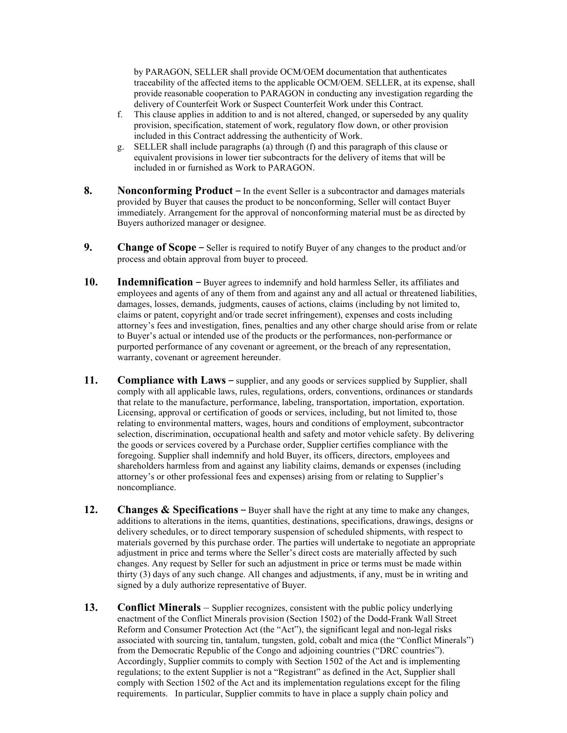by PARAGON, SELLER shall provide OCM/OEM documentation that authenticates traceability of the affected items to the applicable OCM/OEM. SELLER, at its expense, shall provide reasonable cooperation to PARAGON in conducting any investigation regarding the delivery of Counterfeit Work or Suspect Counterfeit Work under this Contract.

f. This clause applies in addition to and is not altered, changed, or superseded by any quality provision, specification, statement of work, regulatory flow down, or other provision included in this Contract addressing the authenticity of Work.

g. SELLER shall include paragraphs (a) through (f) and this paragraph of this clause or equivalent provisions in lower tier subcontracts for the delivery of items that will be included in or furnished as Work to PARAGON.

**8. Nonconforming Product –** In the event Seller is a subcontractor and damages materials provided by Buyer that causes the product to be nonconforming, Seller will contact Buyer immediately. Arrangement for the approval of nonconforming material must be as directed by Buyers authorized manager or designee.

**9. Change of Scope –** Seller is required to notify Buyer of any changes to the product and/or process and obtain approval from buyer to proceed.

**10. Indemnification –** Buyer agrees to indemnify and hold harmless Seller, its affiliates and employees and agents of any of them from and against any and all actual or threatened liabilities, damages, losses, demands, judgments, causes of actions, claims (including by not limited to, claims or patent, copyright and/or trade secret infringement), expenses and costs including attorney's fees and investigation, fines, penalties and any other charge should arise from or relate to Buyer's actual or intended use of the products or the performances, non-performance or purported performance of any covenant or agreement, or the breach of any representation, warranty, covenant or agreement hereunder.

**11. Compliance with Laws –** supplier, and any goods or services supplied by Supplier, shall comply with all applicable laws, rules, regulations, orders, conventions, ordinances or standards that relate to the manufacture, performance, labeling, transportation, importation, exportation. Licensing, approval or certification of goods or services, including, but not limited to, those relating to environmental matters, wages, hours and conditions of employment, subcontractor selection, discrimination, occupational health and safety and motor vehicle safety. By delivering the goods or services covered by a Purchase order, Supplier certifies compliance with the foregoing. Supplier shall indemnify and hold Buyer, its officers, directors, employees and shareholders harmless from and against any liability claims, demands or expenses (including attorney's or other professional fees and expenses) arising from or relating to Supplier's noncompliance.

**12. Changes & Specifications –** Buyer shall have the right at any time to make any changes, additions to alterations in the items, quantities, destinations, specifications, drawings, designs or delivery schedules, or to direct temporary suspension of scheduled shipments, with respect to materials governed by this purchase order. The parties will undertake to negotiate an appropriate adjustment in price and terms where the Seller's direct costs are materially affected by such changes. Any request by Seller for such an adjustment in price or terms must be made within thirty (3) days of any such change. All changes and adjustments, if any, must be in writing and signed by a duly authorize representative of Buyer.

**13. Conflict Minerals** – Supplier recognizes, consistent with the public policy underlying enactment of the Conflict Minerals provision (Section 1502) of the Dodd-Frank Wall Street Reform and Consumer Protection Act (the "Act"), the significant legal and non-legal risks associated with sourcing tin, tantalum, tungsten, gold, cobalt and mica (the "Conflict Minerals") from the Democratic Republic of the Congo and adjoining countries ("DRC countries"). Accordingly, Supplier commits to comply with Section 1502 of the Act and is implementing regulations; to the extent Supplier is not a "Registrant" as defined in the Act, Supplier shall comply with Section 1502 of the Act and its implementation regulations except for the filing requirements. In particular, Supplier commits to have in place a supply chain policy and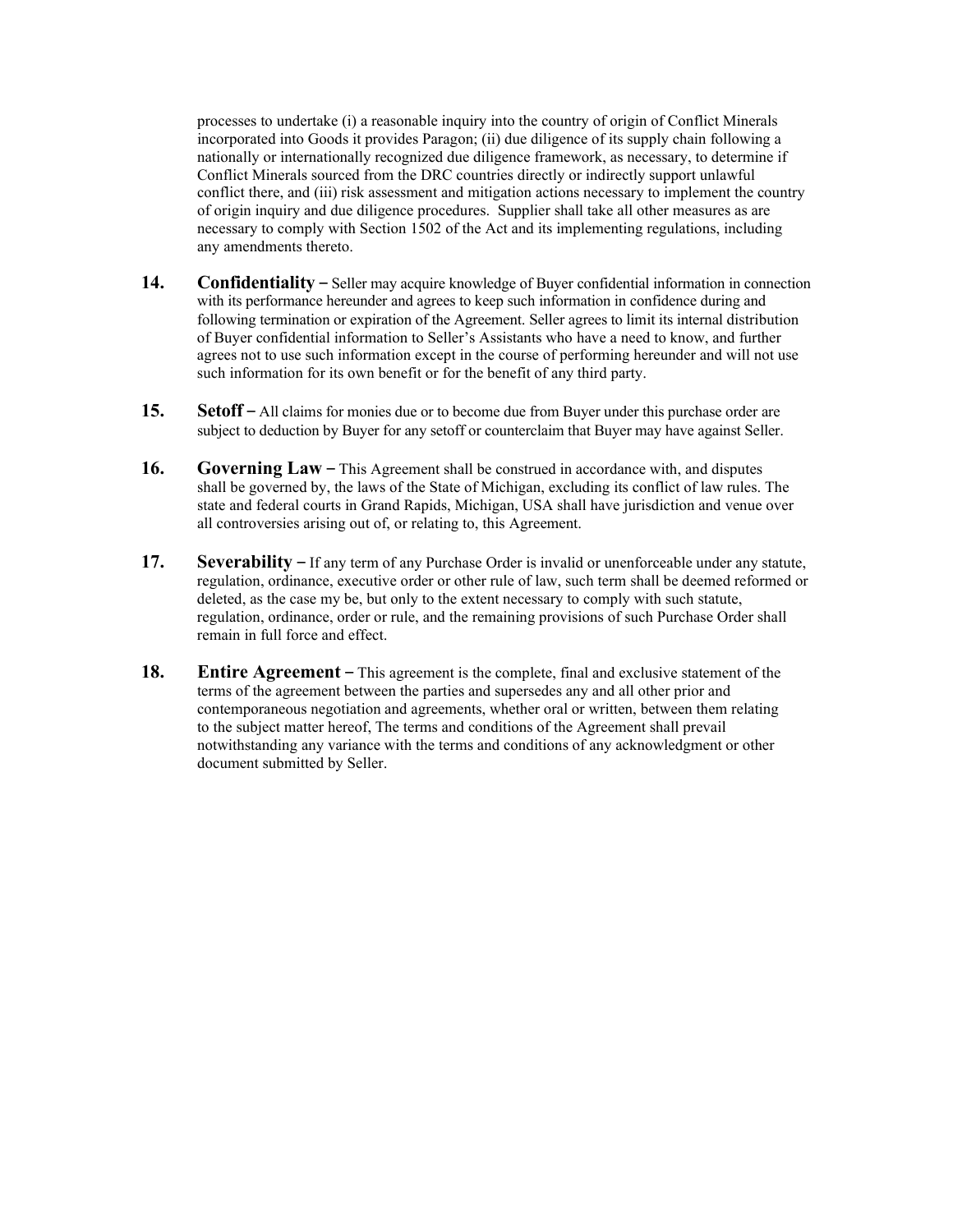processes to undertake (i) a reasonable inquiry into the country of origin of Conflict Minerals incorporated into Goods it provides Paragon; (ii) due diligence of its supply chain following a nationally or internationally recognized due diligence framework, as necessary, to determine if Conflict Minerals sourced from the DRC countries directly or indirectly support unlawful conflict there, and (iii) risk assessment and mitigation actions necessary to implement the country of origin inquiry and due diligence procedures. Supplier shall take all other measures as are necessary to comply with Section 1502 of the Act and its implementing regulations, including any amendments thereto.

**14. Confidentiality –** Seller may acquire knowledge of Buyer confidential information in connection with its performance hereunder and agrees to keep such information in confidence during and following termination or expiration of the Agreement. Seller agrees to limit its internal distribution of Buyer confidential information to Seller's Assistants who have a need to know, and further agrees not to use such information except in the course of performing hereunder and will not use such information for its own benefit or for the benefit of any third party.

**15. Setoff –** All claims for monies due or to become due from Buyer under this purchase order are subject to deduction by Buyer for any setoff or counterclaim that Buyer may have against Seller.

**16. Governing Law –** This Agreement shall be construed in accordance with, and disputes shall be governed by, the laws of the State of Michigan, excluding its conflict of law rules. The state and federal courts in Grand Rapids, Michigan, USA shall have jurisdiction and venue over all controversies arising out of, or relating to, this Agreement.

**17. Severability –** If any term of any Purchase Order is invalid or unenforceable under any statute, regulation, ordinance, executive order or other rule of law, such term shall be deemed reformed or deleted, as the case my be, but only to the extent necessary to comply with such statute, regulation, ordinance, order or rule, and the remaining provisions of such Purchase Order shall remain in full force and effect.

**18. Entire Agreement –** This agreement is the complete, final and exclusive statement of the terms of the agreement between the parties and supersedes any and all other prior and contemporaneous negotiation and agreements, whether oral or written, between them relating to the subject matter hereof, The terms and conditions of the Agreement shall prevail notwithstanding any variance with the terms and conditions of any acknowledgment or other document submitted by Seller.